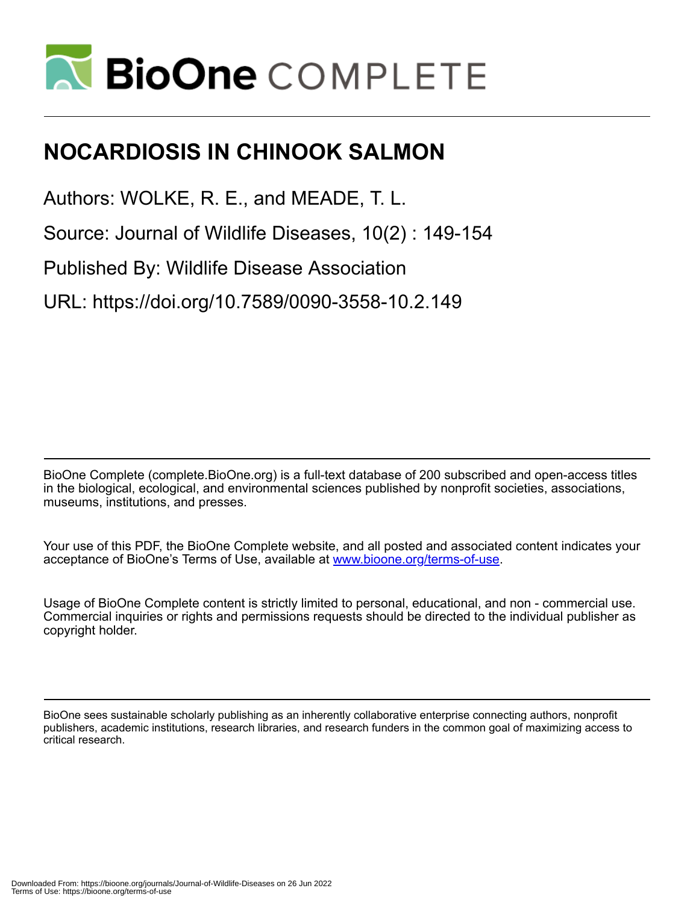# BioOne COMPLETE

# NOCARDIOSIS IN CHINOOK SALMON

Authors: WOLKE, R. E., and MEADE, T. L.

Source: Journal of Wildlife Diseases, 10(2) : 149-154

Published By: Wildlife Disease Association

URL: https://doi.org/10.7589/0090-3558-10.2.149

BioOne Complete (complete.BioOne.org) is a full-text database of 200 subscribed and open-access titles in the biological, ecological, and environmental sciences published by nonprofit societies, associations, museums, institutions, and presses.

Your use of this PDF, the BioOne Complete website, and all posted and associated content indicates your acceptance of BioOne's Terms of Use, available at www.bioone.org/terms-of-use.

Usage of BioOne Complete content is strictly limited to personal, educational, and non - commercial use. Commercial inquiries or rights and permissions requests should be directed to the individual publisher as copyright holder.

BioOne sees sustainable scholarly publishing as an inherently collaborative enterprise connecting authors, nonprofit publishers, academic institutions, research libraries, and research funders in the common goal of maximizing access to critical research.

Downloaded From: https://bioone.org/journals/Journal-of-Wildlife-Diseases on 26 Jun 2022
Terms of Use: https://bioone.org/terms-of-use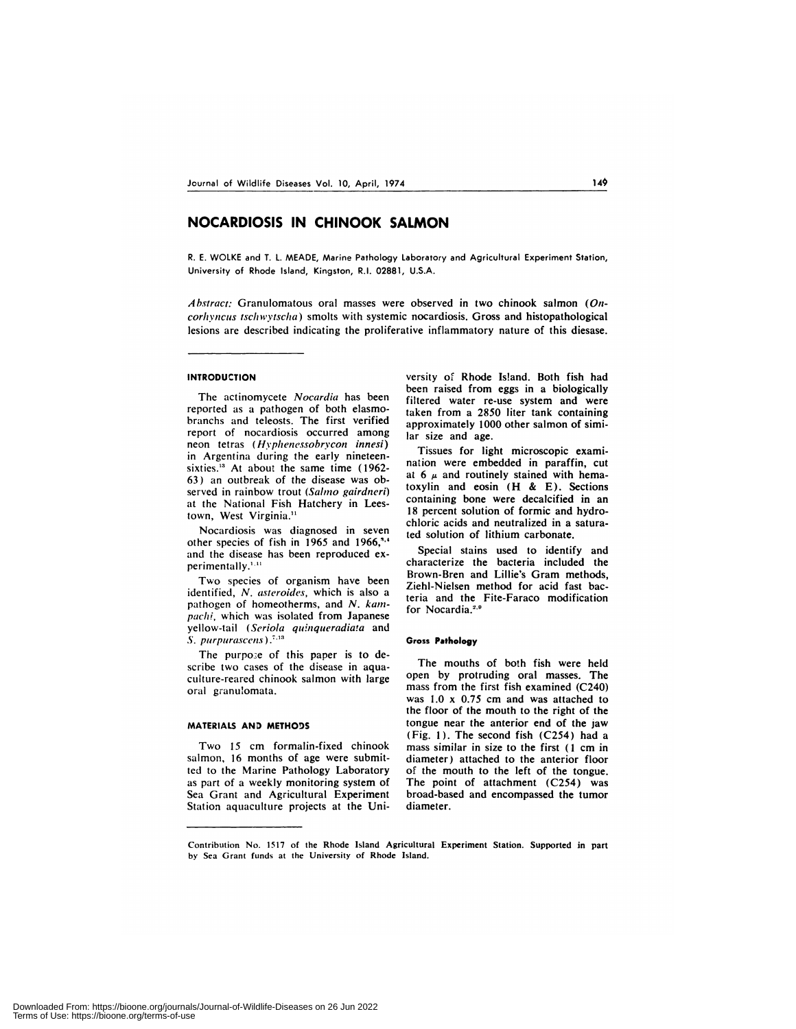# NOCARDIOSIS IN CHINOOK SALMON

R. E. WOLKE and T. L. MEADE, Marine Pathology Laboratory and Agricultural Experiment Station, University of Rhode Island, Kingston, R.I. 02881, U.S.A.

*Abstract:* Granulomatous oral masses were observed in two chinook salmon (*Oncorhyncus tschwytscha*) smolts with systemic nocardiosis. Gross and histopathological lesions are described indicating the proliferative inflammatory nature of this disease.

## INTRODUCTION

The actinomycete *Nocardia* has been reported as a pathogen of both elasmobranchs and teleosts. The first verified report of nocardiosis occurred among neon tetras (*Hyphenessobrycon innesi*) in Argentina during the early nineteen-sixties.[13] At about the same time (1962-63) an outbreak of the disease was observed in rainbow trout (*Salmo gairdneri*) at the National Fish Hatchery in Leestown, West Virginia.[11]

Nocardiosis was diagnosed in seven other species of fish in 1965 and 1966,[3,4] and the disease has been reproduced experimentally.[1,11]

Two species of organism have been identified, *N. asteroides*, which is also a pathogen of homeotherms, and *N. kampachi*, which was isolated from Japanese yellow-tail (*Seriola quinqueradiata* and *S. purpurascens*).[7,13]

The purpose of this paper is to describe two cases of the disease in aquaculture-reared chinook salmon with large oral granulomata.

## MATERIALS AND METHODS

Two 15 cm formalin-fixed chinook salmon, 16 months of age were submitted to the Marine Pathology Laboratory as part of a weekly monitoring system of Sea Grant and Agricultural Experiment Station aquaculture projects at the University of Rhode Island. Both fish had been raised from eggs in a biologically filtered water re-use system and were taken from a 2850 liter tank containing approximately 1000 other salmon of similar size and age.

Tissues for light microscopic examination were embedded in paraffin, cut at 6 $\mu$ and routinely stained with hematoxylin and eosin (H & E). Sections containing bone were decalcified in an 18 percent solution of formic and hydrochloric acids and neutralized in a saturated solution of lithium carbonate.

Special stains used to identify and characterize the bacteria included the Brown-Bren and Lillie's Gram methods, Ziehl-Nielsen method for acid fast bacteria and the Fite-Faraco modification for Nocardia.[2,9]

### Gross Pathology

The mouths of both fish were held open by protruding oral masses. The mass from the first fish examined (C240) was 1.0 x 0.75 cm and was attached to the floor of the mouth to the right of the tongue near the anterior end of the jaw (Fig. 1). The second fish (C254) had a mass similar in size to the first (1 cm in diameter) attached to the anterior floor of the mouth to the left of the tongue. The point of attachment (C254) was broad-based and encompassed the tumor diameter.

Contribution No. 1517 of the Rhode Island Agricultural Experiment Station. Supported in part by Sea Grant funds at the University of Rhode Island.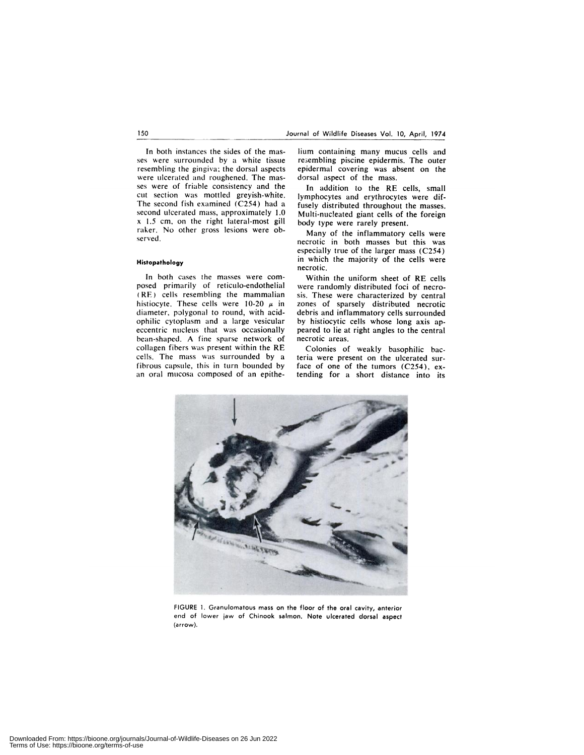In both instances the sides of the masses were surrounded by a white tissue resembling the gingiva; the dorsal aspects were ulcerated and roughened. The masses were of friable consistency and the cut section was mottled greyish-white. The second fish examined (C254) had a second ulcerated mass, approximately 1.0 x 1.5 cm, on the right lateral-most gill raker. No other gross lesions were observed.

#### Histopathology

In both cases the masses were composed primarily of reticulo-endothelial (RE) cells resembling the mammalian histiocyte. These cells were 10-20 $\mu$ in diameter, polygonal to round, with acidophilic cytoplasm and a large vesicular eccentric nucleus that was occasionally bean-shaped. A fine sparse network of collagen fibers was present within the RE cells. The mass was surrounded by a fibrous capsule, this in turn bounded by an oral mucosa composed of an epithelium containing many mucus cells and resembling piscine epidermis. The outer epidermal covering was absent on the dorsal aspect of the mass.

In addition to the RE cells, small lymphocytes and erythrocytes were diffusely distributed throughout the masses. Multi-nucleated giant cells of the foreign body type were rarely present.

Many of the inflammatory cells were necrotic in both masses but this was especially true of the larger mass (C254) in which the majority of the cells were necrotic.

Within the uniform sheet of RE cells were randomly distributed foci of necrosis. These were characterized by central zones of sparsely distributed necrotic debris and inflammatory cells surrounded by histiocytic cells whose long axis appeared to lie at right angles to the central necrotic areas.

Colonies of weakly basophilic bacteria were present on the ulcerated surface of one of the tumors (C254), extending for a short distance into its

FIGURE 1. Granulomatous mass on the floor of the oral cavity, anterior end of lower jaw of Chinook salmon. Note ulcerated dorsal aspect (arrow).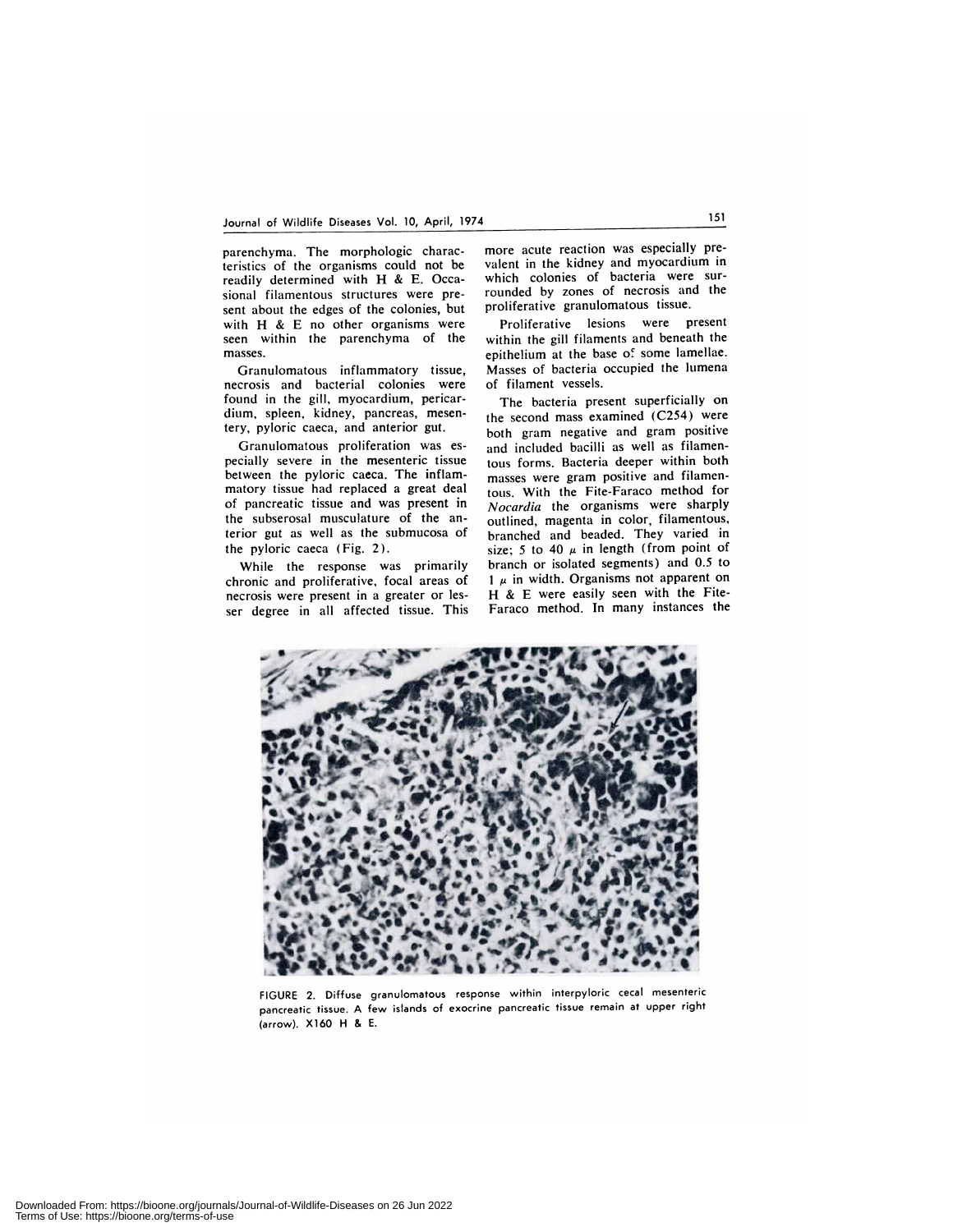parenchyma. The morphologic characteristics of the organisms could not be readily determined with H & E. Occasional filamentous structures were present about the edges of the colonies, but with H & E no other organisms were seen within the parenchyma of the masses.

Granulomatous inflammatory tissue, necrosis and bacterial colonies were found in the gill, myocardium, pericardium, spleen, kidney, pancreas, mesentery, pyloric caeca, and anterior gut.

Granulomatous proliferation was especially severe in the mesenteric tissue between the pyloric caeca. The inflammatory tissue had replaced a great deal of pancreatic tissue and was present in the subserosal musculature of the anterior gut as well as the submucosa of the pyloric caeca (Fig. 2).

While the response was primarily chronic and proliferative, focal areas of necrosis were present in a greater or lesser degree in all affected tissue. This more acute reaction was especially prevalent in the kidney and myocardium in which colonies of bacteria were surrounded by zones of necrosis and the proliferative granulomatous tissue.

Proliferative lesions were present within the gill filaments and beneath the epithelium at the base of some lamellae. Masses of bacteria occupied the lumena of filament vessels.

The bacteria present superficially on the second mass examined (C254) were both gram negative and gram positive and included bacilli as well as filamentous forms. Bacteria deeper within both masses were gram positive and filamentous. With the Fite-Faraco method for *Nocardia* the organisms were sharply outlined, magenta in color, filamentous, branched and beaded. They varied in size; 5 to 40 $\mu$ in length (from point of branch or isolated segments) and 0.5 to 1 $\mu$ in width. Organisms not apparent on H & E were easily seen with the Fite-Faraco method. In many instances the

FIGURE 2. Diffuse granulomatous response within interpyloric cecal mesenteric pancreatic tissue. A few islands of exocrine pancreatic tissue remain at upper right (arrow). X160 H & E.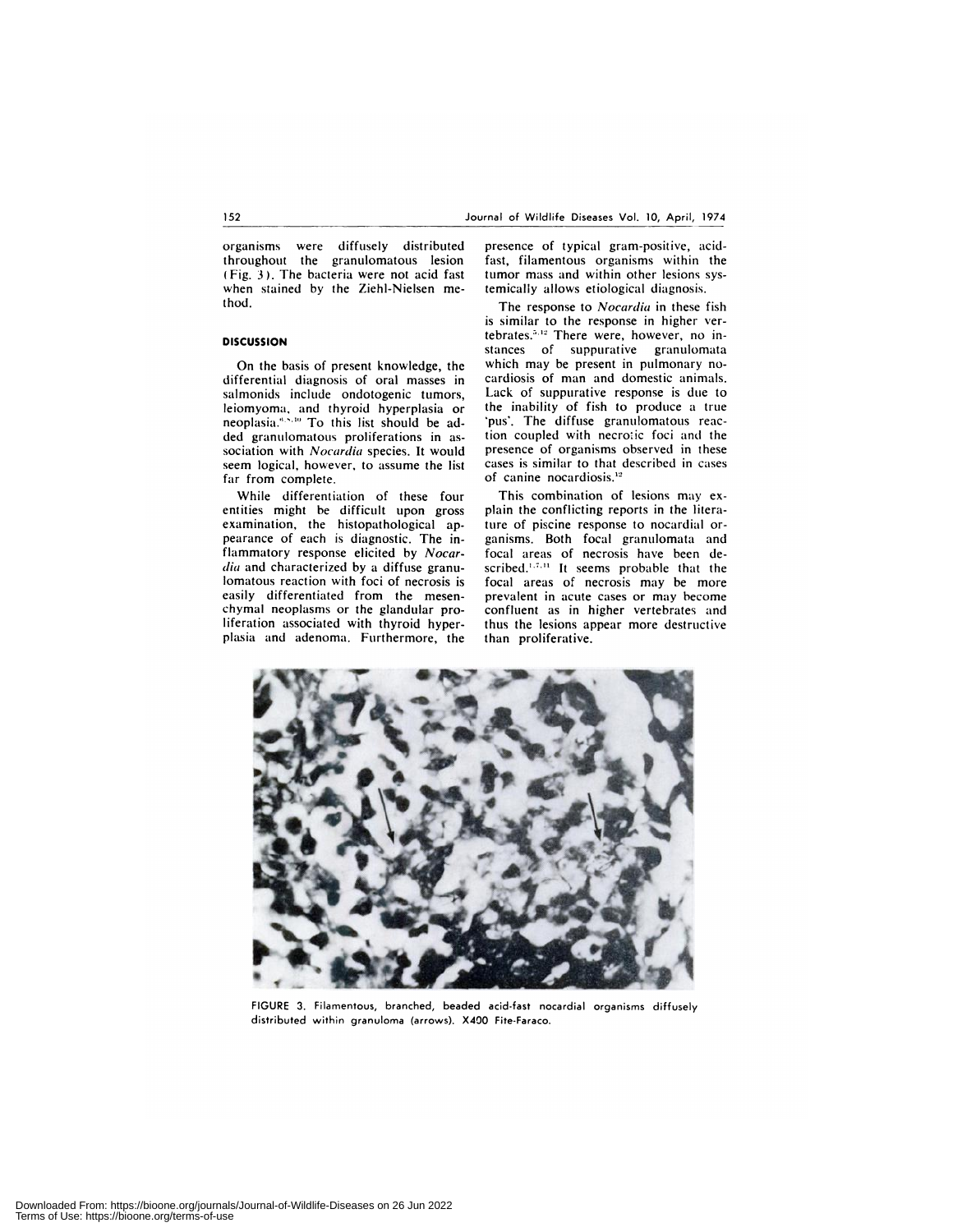organisms were diffusely distributed throughout the granulomatous lesion (Fig. 3). The bacteria were not acid fast when stained by the Ziehl-Nielsen method.

## DISCUSSION

On the basis of present knowledge, the differential diagnosis of oral masses in salmonids include ondotogenic tumors, leiomyoma, and thyroid hyperplasia or neoplasia.[4,5,10] To this list should be added granulomatous proliferations in association with *Nocardia* species. It would seem logical, however, to assume the list far from complete.

While differentiation of these four entities might be difficult upon gross examination, the histopathological appearance of each is diagnostic. The inflammatory response elicited by *Nocardia* and characterized by a diffuse granulomatous reaction with foci of necrosis is easily differentiated from the mesenchymal neoplasms or the glandular proliferation associated with thyroid hyperplasia and adenoma. Furthermore, the presence of typical gram-positive, acid-fast, filamentous organisms within the tumor mass and within other lesions systemically allows etiological diagnosis.

The response to *Nocardia* in these fish is similar to the response in higher vertebrates.[3,12] There were, however, no instances of suppurative granulomata which may be present in pulmonary nocardiosis of man and domestic animals. Lack of suppurative response is due to the inability of fish to produce a true 'pus'. The diffuse granulomatous reaction coupled with necrotic foci and the presence of organisms observed in these cases is similar to that described in cases of canine nocardiosis.[12]

This combination of lesions may explain the conflicting reports in the literature of piscine response to nocardial organisms. Both focal granulomata and focal areas of necrosis have been described.[1,7,11] It seems probable that the focal areas of necrosis may be more prevalent in acute cases or may become confluent as in higher vertebrates and thus the lesions appear more destructive than proliferative.

FIGURE 3. Filamentous, branched, beaded acid-fast nocardial organisms diffusely distributed within granuloma (arrows). X400 Fite-Faraco.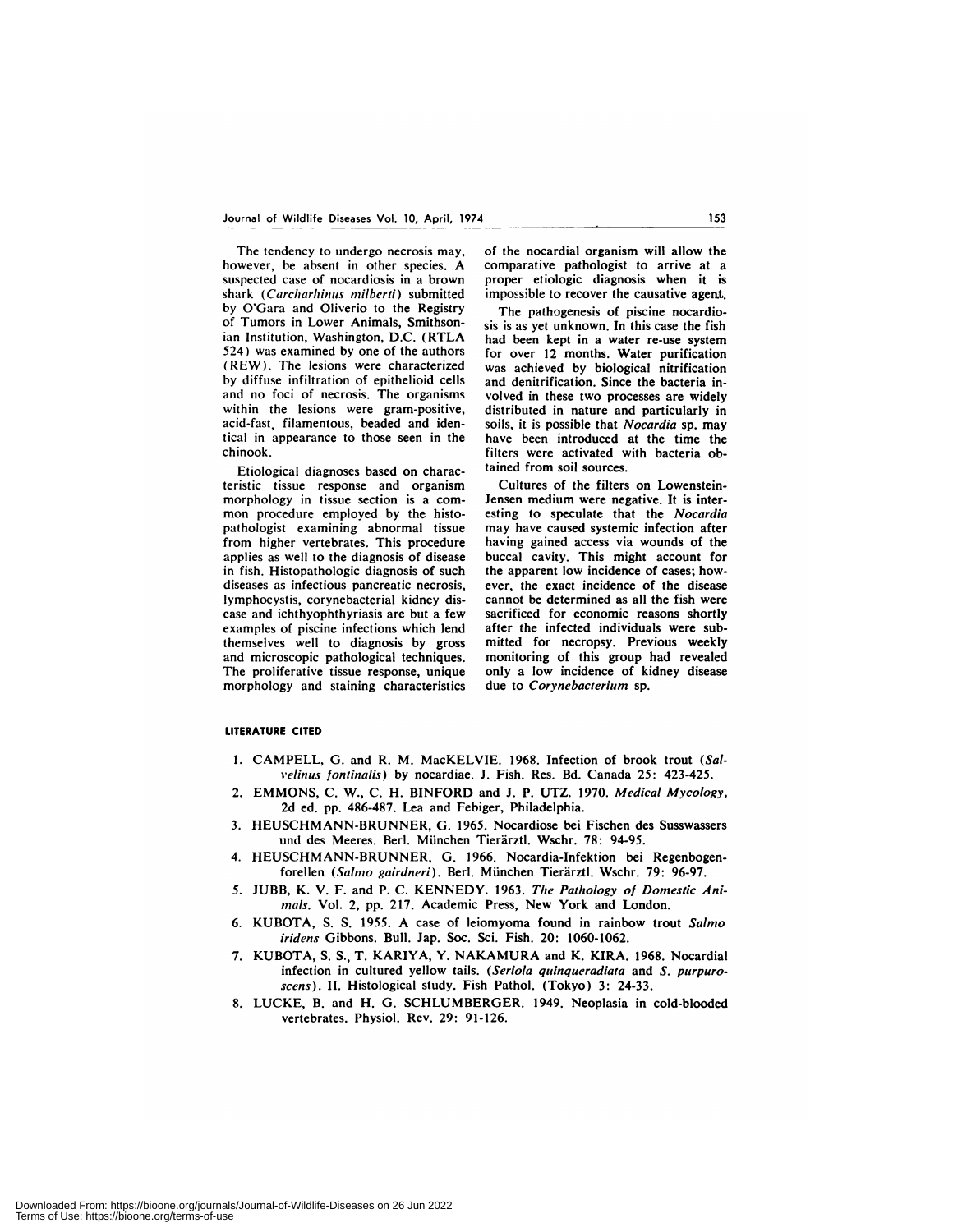The tendency to undergo necrosis may, however, be absent in other species. A suspected case of nocardiosis in a brown shark (*Carcharhinus milberti*) submitted by O'Gara and Oliverio to the Registry of Tumors in Lower Animals, Smithsonian Institution, Washington, D.C. (RTLA 524) was examined by one of the authors (REW). The lesions were characterized by diffuse infiltration of epithelioid cells and no foci of necrosis. The organisms within the lesions were gram-positive, acid-fast, filamentous, beaded and identical in appearance to those seen in the chinook.

Etiological diagnoses based on characteristic tissue response and organism morphology in tissue section is a common procedure employed by the histopathologist examining abnormal tissue from higher vertebrates. This procedure applies as well to the diagnosis of disease in fish. Histopathologic diagnosis of such diseases as infectious pancreatic necrosis, lymphocystis, corynebacterial kidney disease and ichthyophthyriasis are but a few examples of piscine infections which lend themselves well to diagnosis by gross and microscopic pathological techniques. The proliferative tissue response, unique morphology and staining characteristics of the nocardial organism will allow the comparative pathologist to arrive at a proper etiologic diagnosis when it is impossible to recover the causative agent.

The pathogenesis of piscine nocardiosis is as yet unknown. In this case the fish had been kept in a water re-use system for over 12 months. Water purification was achieved by biological nitrification and denitrification. Since the bacteria involved in these two processes are widely distributed in nature and particularly in soils, it is possible that *Nocardia* sp. may have been introduced at the time the filters were activated with bacteria obtained from soil sources.

Cultures of the filters on Lowenstein-Jensen medium were negative. It is interesting to speculate that the *Nocardia* may have caused systemic infection after having gained access via wounds of the buccal cavity. This might account for the apparent low incidence of cases; however, the exact incidence of the disease cannot be determined as all the fish were sacrificed for economic reasons shortly after the infected individuals were submitted for necropsy. Previous weekly monitoring of this group had revealed only a low incidence of kidney disease due to *Corynebacterium* sp.

## LITERATURE CITED

1. CAMPELL, G. and R. M. MacKELVIE. 1968. Infection of brook trout (*Salvelinus fontinalis*) by nocardiae. J. Fish. Res. Bd. Canada 25: 423-425.
2. EMMONS, C. W., C. H. BINFORD and J. P. UTZ. 1970. *Medical Mycology*, 2d ed. pp. 486-487. Lea and Febiger, Philadelphia.
3. HEUSCHMANN-BRUNNER, G. 1965. Nocardiose bei Fischen des Susswassers und des Meeres. Berl. München Tierärztl. Wschr. 78: 94-95.
4. HEUSCHMANN-BRUNNER, G. 1966. Nocardia-Infektion bei Regenbogenforellen (*Salmo gairdneri*). Berl. München Tierärztl. Wschr. 79: 96-97.
5. JUBB, K. V. F. and P. C. KENNEDY. 1963. *The Pathology of Domestic Animals*. Vol. 2, pp. 217. Academic Press, New York and London.
6. KUBOTA, S. S. 1955. A case of leiomyoma found in rainbow trout *Salmo iridens* Gibbons. Bull. Jap. Soc. Sci. Fish. 20: 1060-1062.
7. KUBOTA, S. S., T. KARIYA, Y. NAKAMURA and K. KIRA. 1968. Nocardial infection in cultured yellow tails. (*Seriola quinqueradiata* and *S. purpurascens*). II. Histological study. Fish Pathol. (Tokyo) 3: 24-33.
8. LUCKE, B. and H. G. SCHLUMBERGER. 1949. Neoplasia in cold-blooded vertebrates. Physiol. Rev. 29: 91-126.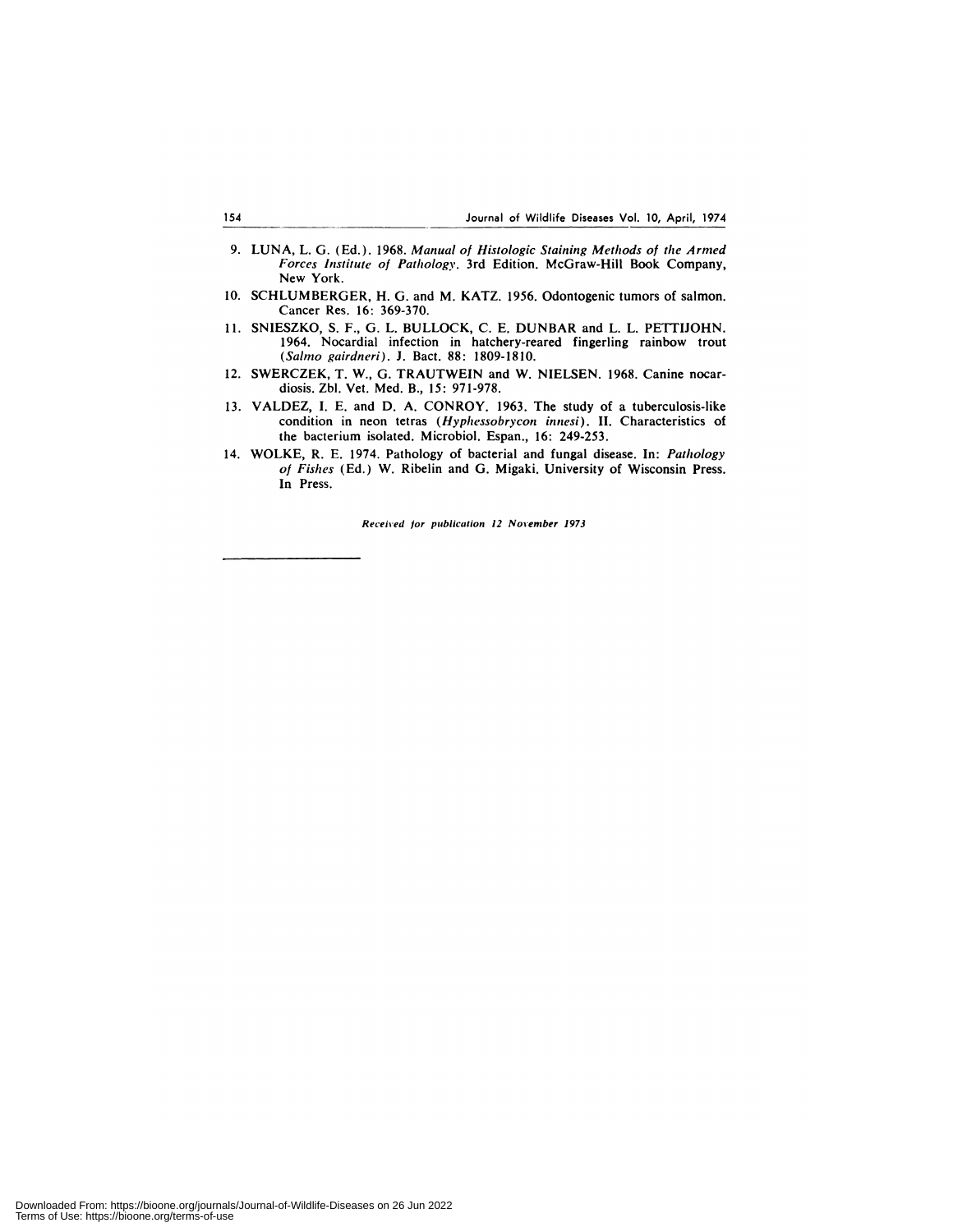9. LUNA, L. G. (Ed.). 1968. *Manual of Histologic Staining Methods of the Armed Forces Institute of Pathology*. 3rd Edition. McGraw-Hill Book Company, New York.
10. SCHLUMBERGER, H. G. and M. KATZ. 1956. Odontogenic tumors of salmon. Cancer Res. 16: 369-370.
11. SNIESZKO, S. F., G. L. BULLOCK, C. E. DUNBAR and L. L. PETTIJOHN. 1964. Nocardial infection in hatchery-reared fingerling rainbow trout (*Salmo gairdneri*). J. Bact. 88: 1809-1810.
12. SWERCZEK, T. W., G. TRAUTWEIN and W. NIELSEN. 1968. Canine nocardiosis. Zbl. Vet. Med. B., 15: 971-978.
13. VALDEZ, I. E. and D. A. CONROY. 1963. The study of a tuberculosis-like condition in neon tetras (*Hyphessobrycon innesi*). II. Characteristics of the bacterium isolated. Microbiol. Espan., 16: 249-253.
14. WOLKE, R. E. 1974. Pathology of bacterial and fungal disease. In: *Pathology of Fishes* (Ed.) W. Ribelin and G. Migaki. University of Wisconsin Press. In Press.

*Received for publication 12 November 1973*